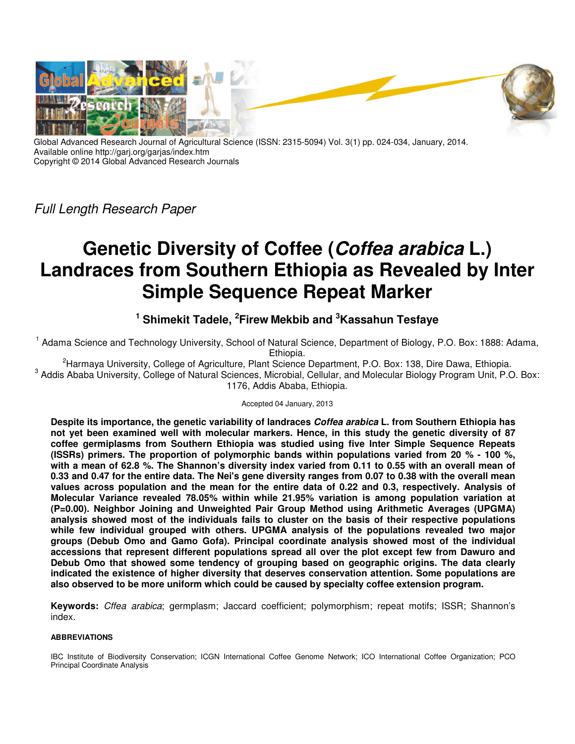Global Advanced Research Journal of Agricultural Science (ISSN: 2315-5094) Vol. 3(1) pp. 024-034, January, 2014.
Available online http://garj.org/garjas/index.htm
Copyright © 2014 Global Advanced Research Journals

*Full Length Research Paper*

# Genetic Diversity of Coffee (*Coffea arabica* L.) Landraces from Southern Ethiopia as Revealed by Inter Simple Sequence Repeat Marker

**[1] Shimekit Tadele, [2]Firew Mekbib and [3]Kassahun Tesfaye**

[1] Adama Science and Technology University, School of Natural Science, Department of Biology, P.O. Box: 1888: Adama, Ethiopia.

[2]Harmaya University, College of Agriculture, Plant Science Department, P.O. Box: 138, Dire Dawa, Ethiopia.

[3] Addis Ababa University, College of Natural Sciences, Microbial, Cellular, and Molecular Biology Program Unit, P.O. Box: 1176, Addis Ababa, Ethiopia.

Accepted 04 January, 2013

**Despite its importance, the genetic variability of landraces *Coffea arabica* L. from Southern Ethiopia has not yet been examined well with molecular markers. Hence, in this study the genetic diversity of 87 coffee germiplasms from Southern Ethiopia was studied using five Inter Simple Sequence Repeats (ISSRs) primers. The proportion of polymorphic bands within populations varied from 20 % - 100 %, with a mean of 62.8 %. The Shannon's diversity index varied from 0.11 to 0.55 with an overall mean of 0.33 and 0.47 for the entire data. The Nei's gene diversity ranges from 0.07 to 0.38 with the overall mean values across population and the mean for the entire data of 0.22 and 0.3, respectively. Analysis of Molecular Variance revealed 78.05% within while 21.95% variation is among population variation at (P=0.00). Neighbor Joining and Unweighted Pair Group Method using Arithmetic Averages (UPGMA) analysis showed most of the individuals fails to cluster on the basis of their respective populations while few individual grouped with others. UPGMA analysis of the populations revealed two major groups (Debub Omo and Gamo Gofa). Principal coordinate analysis showed most of the individual accessions that represent different populations spread all over the plot except few from Dawuro and Debub Omo that showed some tendency of grouping based on geographic origins. The data clearly indicated the existence of higher diversity that deserves conservation attention. Some populations are also observed to be more uniform which could be caused by specialty coffee extension program.**

**Keywords:** *Cffea arabica*; germplasm; Jaccard coefficient; polymorphism; repeat motifs; ISSR; Shannon's index.

###### ABBREVIATIONS

IBC Institute of Biodiversity Conservation; ICGN International Coffee Genome Network; ICO International Coffee Organization; PCO Principal Coordinate Analysis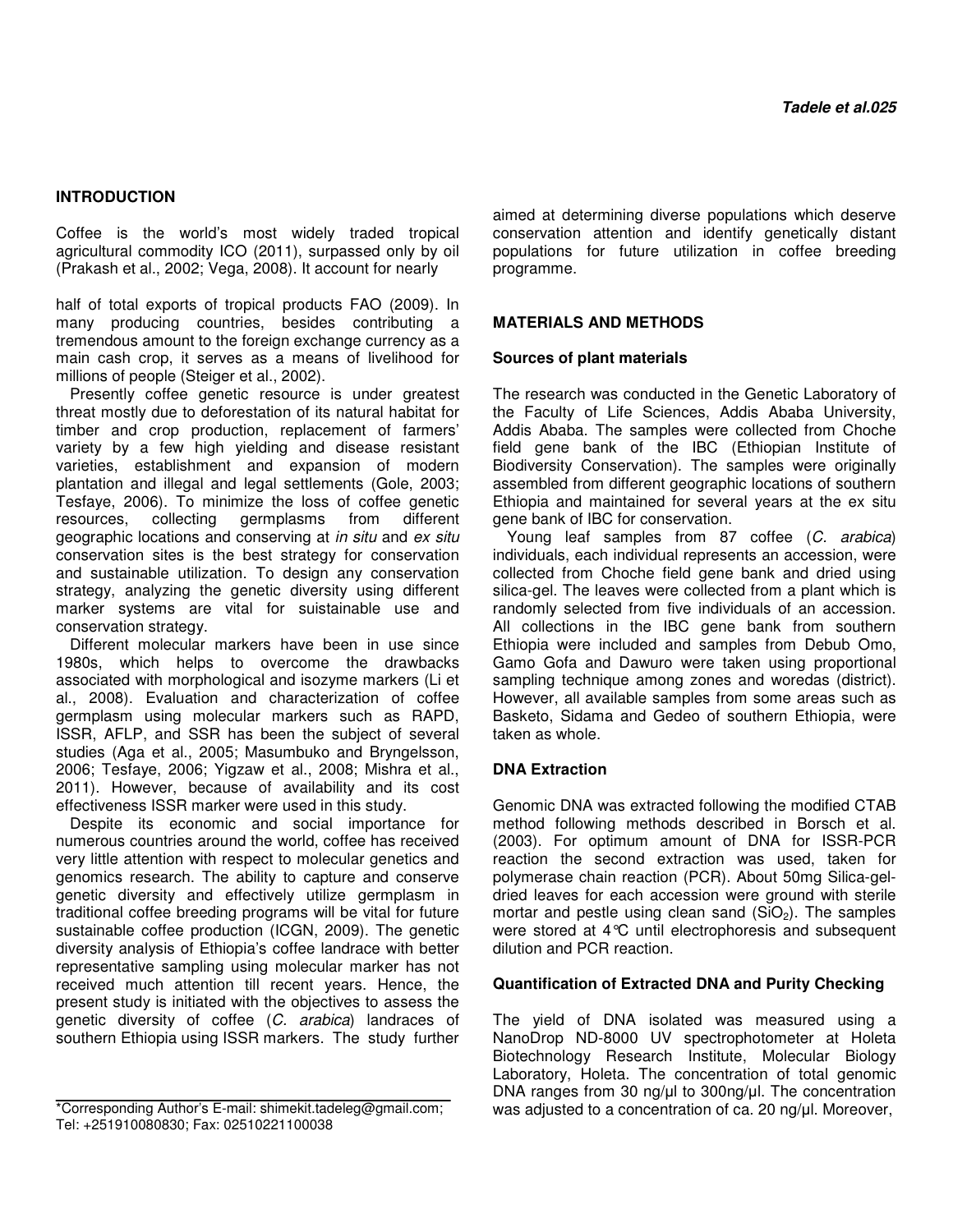## INTRODUCTION

Coffee is the world's most widely traded tropical agricultural commodity ICO (2011), surpassed only by oil (Prakash et al., 2002; Vega, 2008). It account for nearly half of total exports of tropical products FAO (2009). In many producing countries, besides contributing a tremendous amount to the foreign exchange currency as a main cash crop, it serves as a means of livelihood for millions of people (Steiger et al., 2002).

Presently coffee genetic resource is under greatest threat mostly due to deforestation of its natural habitat for timber and crop production, replacement of farmers' variety by a few high yielding and disease resistant varieties, establishment and expansion of modern plantation and illegal and legal settlements (Gole, 2003; Tesfaye, 2006). To minimize the loss of coffee genetic resources, collecting germplasms from different geographic locations and conserving at *in situ* and *ex situ* conservation sites is the best strategy for conservation and sustainable utilization. To design any conservation strategy, analyzing the genetic diversity using different marker systems are vital for suistainable use and conservation strategy.

Different molecular markers have been in use since 1980s, which helps to overcome the drawbacks associated with morphological and isozyme markers (Li et al., 2008). Evaluation and characterization of coffee germplasm using molecular markers such as RAPD, ISSR, AFLP, and SSR has been the subject of several studies (Aga et al., 2005; Masumbuko and Bryngelsson, 2006; Tesfaye, 2006; Yigzaw et al., 2008; Mishra et al., 2011). However, because of availability and its cost effectiveness ISSR marker were used in this study.

Despite its economic and social importance for numerous countries around the world, coffee has received very little attention with respect to molecular genetics and genomics research. The ability to capture and conserve genetic diversity and effectively utilize germplasm in traditional coffee breeding programs will be vital for future sustainable coffee production (ICGN, 2009). The genetic diversity analysis of Ethiopia's coffee landrace with better representative sampling using molecular marker has not received much attention till recent years. Hence, the present study is initiated with the objectives to assess the genetic diversity of coffee (*C. arabica*) landraces of southern Ethiopia using ISSR markers. The study further aimed at determining diverse populations which deserve conservation attention and identify genetically distant populations for future utilization in coffee breeding programme.

\*Corresponding Author's E-mail: shimekit.tadeleg@gmail.com; Tel: +251910080830; Fax: 02510221100038

## MATERIALS AND METHODS

### Sources of plant materials

The research was conducted in the Genetic Laboratory of the Faculty of Life Sciences, Addis Ababa University, Addis Ababa. The samples were collected from Choche field gene bank of the IBC (Ethiopian Institute of Biodiversity Conservation). The samples were originally assembled from different geographic locations of southern Ethiopia and maintained for several years at the ex situ gene bank of IBC for conservation.

Young leaf samples from 87 coffee (*C. arabica*) individuals, each individual represents an accession, were collected from Choche field gene bank and dried using silica-gel. The leaves were collected from a plant which is randomly selected from five individuals of an accession. All collections in the IBC gene bank from southern Ethiopia were included and samples from Debub Omo, Gamo Gofa and Dawuro were taken using proportional sampling technique among zones and woredas (district). However, all available samples from some areas such as Basketo, Sidama and Gedeo of southern Ethiopia, were taken as whole.

### DNA Extraction

Genomic DNA was extracted following the modified CTAB method following methods described in Borsch et al. (2003). For optimum amount of DNA for ISSR-PCR reaction the second extraction was used, taken for polymerase chain reaction (PCR). About 50mg Silica-gel-dried leaves for each accession were ground with sterile mortar and pestle using clean sand ($SiO_2$). The samples were stored at 4℃ until electrophoresis and subsequent dilution and PCR reaction.

### Quantification of Extracted DNA and Purity Checking

The yield of DNA isolated was measured using a NanoDrop ND-8000 UV spectrophotometer at Holeta Biotechnology Research Institute, Molecular Biology Laboratory, Holeta. The concentration of total genomic DNA ranges from 30 ng/µl to 300ng/µl. The concentration was adjusted to a concentration of ca. 20 ng/µl. Moreover,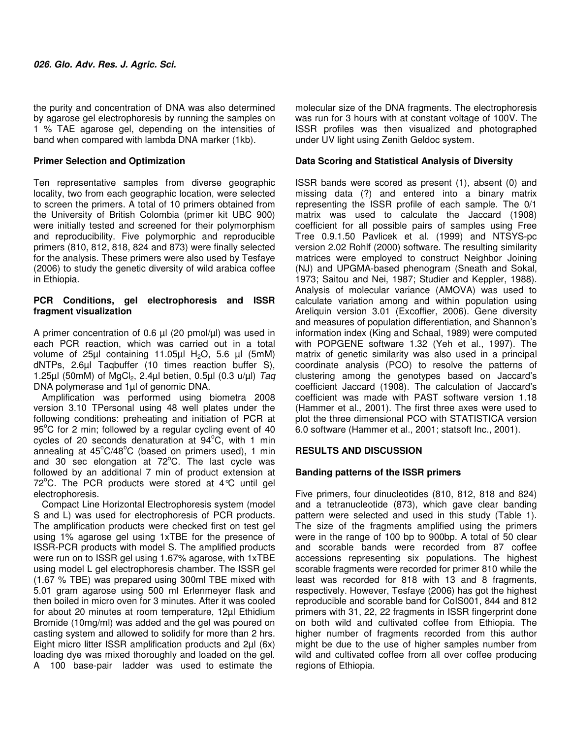the purity and concentration of DNA was also determined by agarose gel electrophoresis by running the samples on 1 % TAE agarose gel, depending on the intensities of band when compared with lambda DNA marker (1kb).

**Primer Selection and Optimization**

Ten representative samples from diverse geographic locality, two from each geographic location, were selected to screen the primers. A total of 10 primers obtained from the University of British Colombia (primer kit UBC 900) were initially tested and screened for their polymorphism and reproducibility. Five polymorphic and reproducible primers (810, 812, 818, 824 and 873) were finally selected for the analysis. These primers were also used by Tesfaye (2006) to study the genetic diversity of wild arabica coffee in Ethiopia.

**PCR Conditions, gel electrophoresis and ISSR fragment visualization**

A primer concentration of 0.6 µl (20 pmol/µl) was used in each PCR reaction, which was carried out in a total volume of 25µl containing 11.05µl $H_2O$, 5.6 µl (5mM) dNTPs, 2.6µl Taqbuffer (10 times reaction buffer S), 1.25µl (50mM) of $MgCl_2$, 2.4µl betien, 0.5µl (0.3 u/µl) *Taq* DNA polymerase and 1µl of genomic DNA.

Amplification was performed using biometra 2008 version 3.10 TPersonal using 48 well plates under the following conditions: preheating and initiation of PCR at 95°C for 2 min; followed by a regular cycling event of 40 cycles of 20 seconds denaturation at 94°C, with 1 min annealing at 45°C/48°C (based on primers used), 1 min and 30 sec elongation at 72°C. The last cycle was followed by an additional 7 min of product extension at 72°C. The PCR products were stored at 4°C until gel electrophoresis.

Compact Line Horizontal Electrophoresis system (model S and L) was used for electrophoresis of PCR products. The amplification products were checked first on test gel using 1% agarose gel using 1xTBE for the presence of ISSR-PCR products with model S. The amplified products were run on to ISSR gel using 1.67% agarose, with 1xTBE using model L gel electrophoresis chamber. The ISSR gel (1.67 % TBE) was prepared using 300ml TBE mixed with 5.01 gram agarose using 500 ml Erlenmeyer flask and then boiled in micro oven for 3 minutes. After it was cooled for about 20 minutes at room temperature, 12µl Ethidium Bromide (10mg/ml) was added and the gel was poured on casting system and allowed to solidify for more than 2 hrs. Eight micro litter ISSR amplification products and 2µl (6x) loading dye was mixed thoroughly and loaded on the gel. A 100 base-pair ladder was used to estimate the molecular size of the DNA fragments. The electrophoresis was run for 3 hours with at constant voltage of 100V. The ISSR profiles was then visualized and photographed under UV light using Zenith Geldoc system.

**Data Scoring and Statistical Analysis of Diversity**

ISSR bands were scored as present (1), absent (0) and missing data (?) and entered into a binary matrix representing the ISSR profile of each sample. The 0/1 matrix was used to calculate the Jaccard (1908) coefficient for all possible pairs of samples using Free Tree 0.9.1.50 Pavlicek et al. (1999) and NTSYS-pc version 2.02 Rohlf (2000) software. The resulting similarity matrices were employed to construct Neighbor Joining (NJ) and UPGMA-based phenogram (Sneath and Sokal, 1973; Saitou and Nei, 1987; Studier and Keppler, 1988). Analysis of molecular variance (AMOVA) was used to calculate variation among and within population using Areliquin version 3.01 (Excoffier, 2006). Gene diversity and measures of population differentiation, and Shannon's information index (King and Schaal, 1989) were computed with POPGENE software 1.32 (Yeh et al., 1997). The matrix of genetic similarity was also used in a principal coordinate analysis (PCO) to resolve the patterns of clustering among the genotypes based on Jaccard's coefficient Jaccard (1908). The calculation of Jaccard's coefficient was made with PAST software version 1.18 (Hammer et al., 2001). The first three axes were used to plot the three dimensional PCO with STATISTICA version 6.0 software (Hammer et al., 2001; statsoft Inc., 2001).

## RESULTS AND DISCUSSION

**Banding patterns of the ISSR primers**

Five primers, four dinucleotides (810, 812, 818 and 824) and a tetranucleotide (873), which gave clear banding pattern were selected and used in this study (Table 1). The size of the fragments amplified using the primers were in the range of 100 bp to 900bp. A total of 50 clear and scorable bands were recorded from 87 coffee accessions representing six populations. The highest scorable fragments were recorded for primer 810 while the least was recorded for 818 with 13 and 8 fragments, respectively. However, Tesfaye (2006) has got the highest reproducible and scorable band for CoIS001, 844 and 812 primers with 31, 22, 22 fragments in ISSR fingerprint done on both wild and cultivated coffee from Ethiopia. The higher number of fragments recorded from this author might be due to the use of higher samples number from wild and cultivated coffee from all over coffee producing regions of Ethiopia.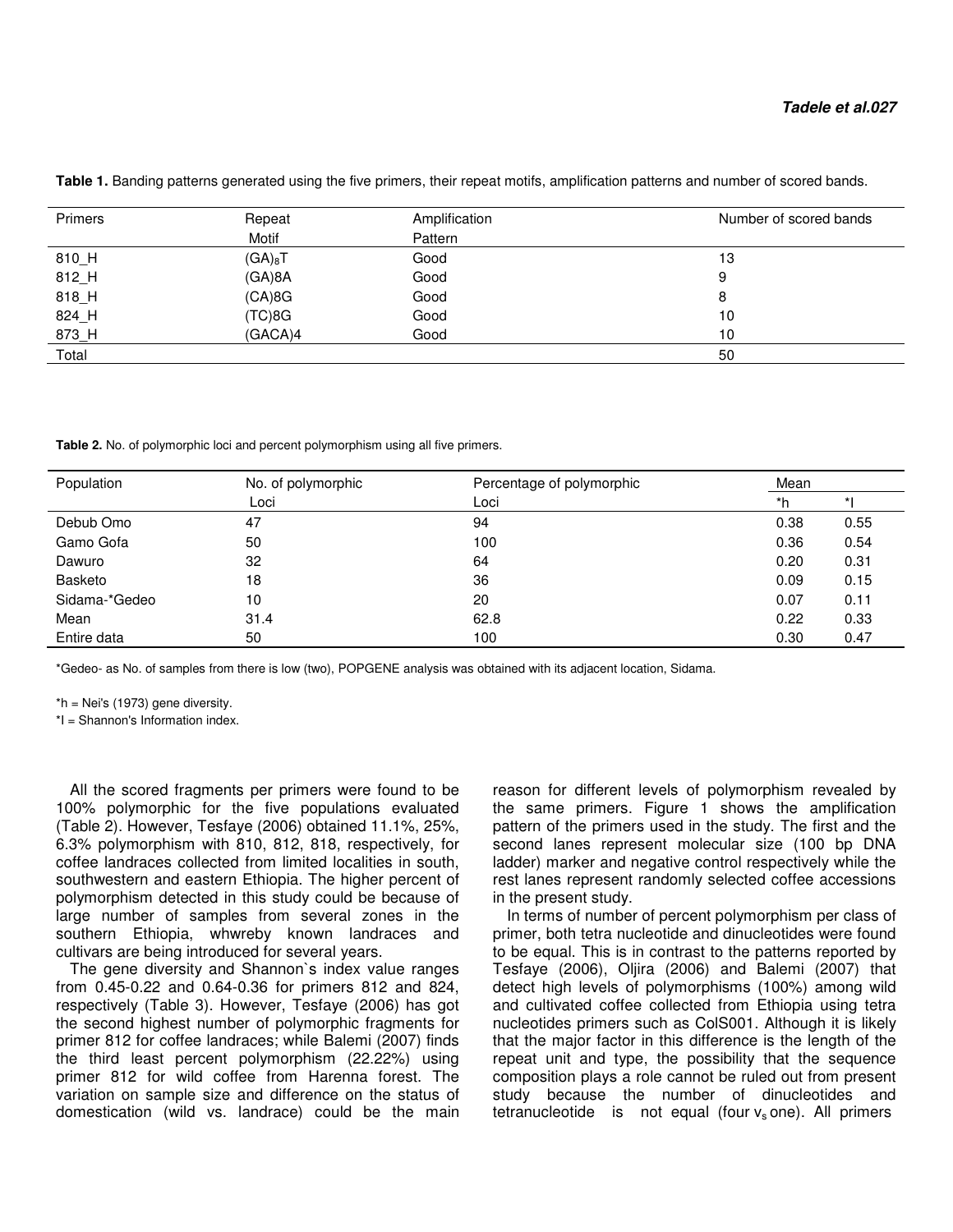**Table 1.** Banding patterns generated using the five primers, their repeat motifs, amplification patterns and number of scored bands.

| Primers | Repeat Motif | Amplification Pattern | Number of scored bands |
|---|---|---|---|
| 810_H | $(GA)_8T$ | Good | 13 |
| 812_H | (GA)8A | Good | 9 |
| 818_H | (CA)8G | Good | 8 |
| 824_H | (TC)8G | Good | 10 |
| 873_H | (GACA)4 | Good | 10 |
| Total | | | 50 |

**Table 2.** No. of polymorphic loci and percent polymorphism using all five primers.

| Population | No. of polymorphic Loci | Percentage of polymorphic Loci | Mean | |
|---|---|---|---|---|
| | | | *h | *I |
| Debub Omo | 47 | 94 | 0.38 | 0.55 |
| Gamo Gofa | 50 | 100 | 0.36 | 0.54 |
| Dawuro | 32 | 64 | 0.20 | 0.31 |
| Basketo | 18 | 36 | 0.09 | 0.15 |
| Sidama-*Gedeo | 10 | 20 | 0.07 | 0.11 |
| Mean | 31.4 | 62.8 | 0.22 | 0.33 |
| Entire data | 50 | 100 | 0.30 | 0.47 |

*Gedeo- as No. of samples from there is low (two), POPGENE analysis was obtained with its adjacent location, Sidama.

*h = Nei's (1973) gene diversity.

*I = Shannon's Information index.

All the scored fragments per primers were found to be 100% polymorphic for the five populations evaluated (Table 2). However, Tesfaye (2006) obtained 11.1%, 25%, 6.3% polymorphism with 810, 812, 818, respectively, for coffee landraces collected from limited localities in south, southwestern and eastern Ethiopia. The higher percent of polymorphism detected in this study could be because of large number of samples from several zones in the southern Ethiopia, whwreby known landraces and cultivars are being introduced for several years.

The gene diversity and Shannon`s index value ranges from 0.45-0.22 and 0.64-0.36 for primers 812 and 824, respectively (Table 3). However, Tesfaye (2006) has got the second highest number of polymorphic fragments for primer 812 for coffee landraces; while Balemi (2007) finds the third least percent polymorphism (22.22%) using primer 812 for wild coffee from Harenna forest. The variation on sample size and difference on the status of domestication (wild vs. landrace) could be the main reason for different levels of polymorphism revealed by the same primers. Figure 1 shows the amplification pattern of the primers used in the study. The first and the second lanes represent molecular size (100 bp DNA ladder) marker and negative control respectively while the rest lanes represent randomly selected coffee accessions in the present study.

In terms of number of percent polymorphism per class of primer, both tetra nucleotide and dinucleotides were found to be equal. This is in contrast to the patterns reported by Tesfaye (2006), Oljira (2006) and Balemi (2007) that detect high levels of polymorphisms (100%) among wild and cultivated coffee collected from Ethiopia using tetra nucleotides primers such as ColS001. Although it is likely that the major factor in this difference is the length of the repeat unit and type, the possibility that the sequence composition plays a role cannot be ruled out from present study because the number of dinucleotides and tetranucleotide is not equal (four $v_s$ one). All primers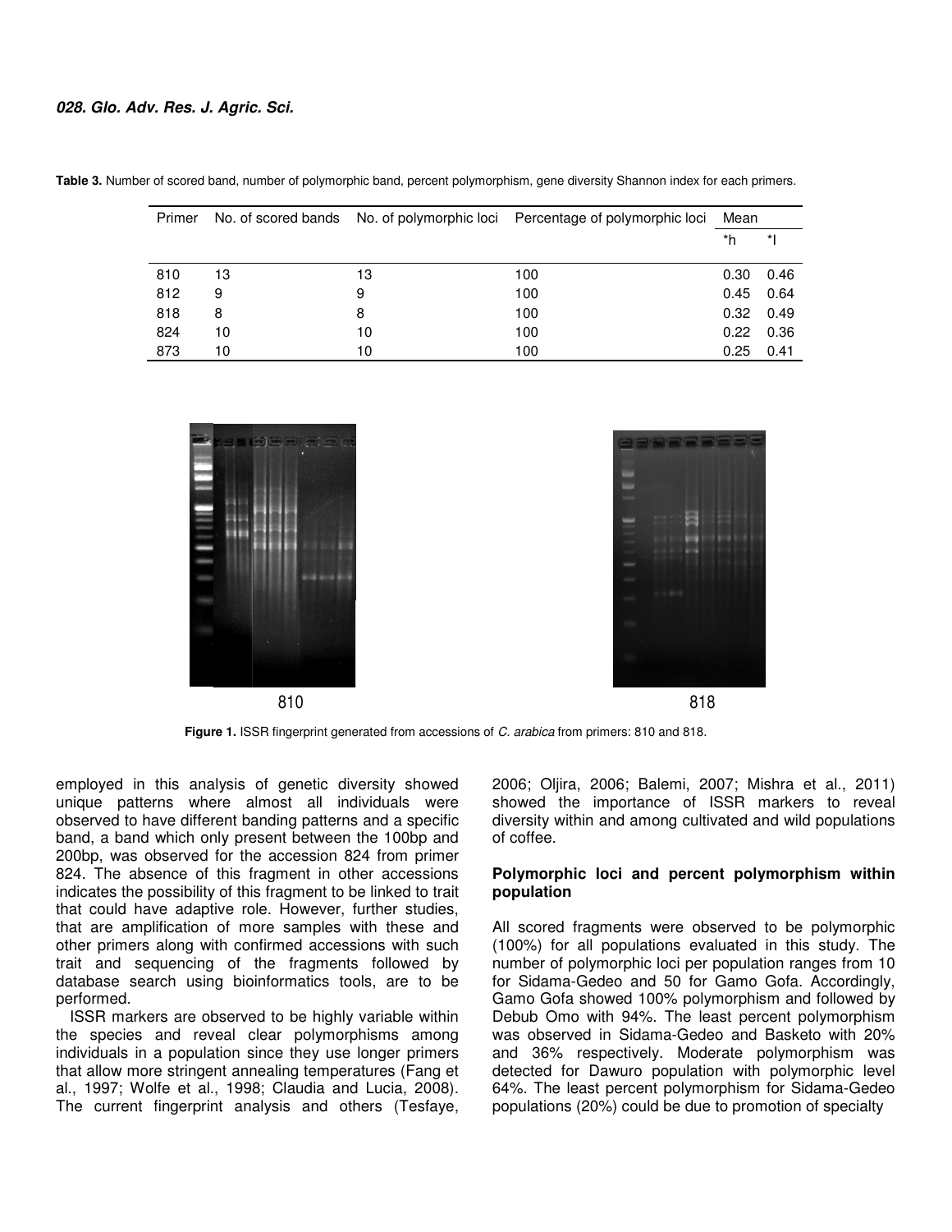**Table 3.** Number of scored band, number of polymorphic band, percent polymorphism, gene diversity Shannon index for each primers.

| Primer | No. of scored bands | No. of polymorphic loci | Percentage of polymorphic loci | Mean | |
|---|---|---|---|---|---|
| | | | | *h | *I |
| 810 | 13 | 13 | 100 | 0.30 | 0.46 |
| 812 | 9 | 9 | 100 | 0.45 | 0.64 |
| 818 | 8 | 8 | 100 | 0.32 | 0.49 |
| 824 | 10 | 10 | 100 | 0.22 | 0.36 |
| 873 | 10 | 10 | 100 | 0.25 | 0.41 |

810

818

**Figure 1.** ISSR fingerprint generated from accessions of *C. arabica* from primers: 810 and 818.

employed in this analysis of genetic diversity showed unique patterns where almost all individuals were observed to have different banding patterns and a specific band, a band which only present between the 100bp and 200bp, was observed for the accession 824 from primer 824. The absence of this fragment in other accessions indicates the possibility of this fragment to be linked to trait that could have adaptive role. However, further studies, that are amplification of more samples with these and other primers along with confirmed accessions with such trait and sequencing of the fragments followed by database search using bioinformatics tools, are to be performed.

ISSR markers are observed to be highly variable within the species and reveal clear polymorphisms among individuals in a population since they use longer primers that allow more stringent annealing temperatures (Fang et al., 1997; Wolfe et al., 1998; Claudia and Lucia, 2008). The current fingerprint analysis and others (Tesfaye, 2006; Oljira, 2006; Balemi, 2007; Mishra et al., 2011) showed the importance of ISSR markers to reveal diversity within and among cultivated and wild populations of coffee.

### Polymorphic loci and percent polymorphism within population

All scored fragments were observed to be polymorphic (100%) for all populations evaluated in this study. The number of polymorphic loci per population ranges from 10 for Sidama-Gedeo and 50 for Gamo Gofa. Accordingly, Gamo Gofa showed 100% polymorphism and followed by Debub Omo with 94%. The least percent polymorphism was observed in Sidama-Gedeo and Basketo with 20% and 36% respectively. Moderate polymorphism was detected for Dawuro population with polymorphic level 64%. The least percent polymorphism for Sidama-Gedeo populations (20%) could be due to promotion of specialty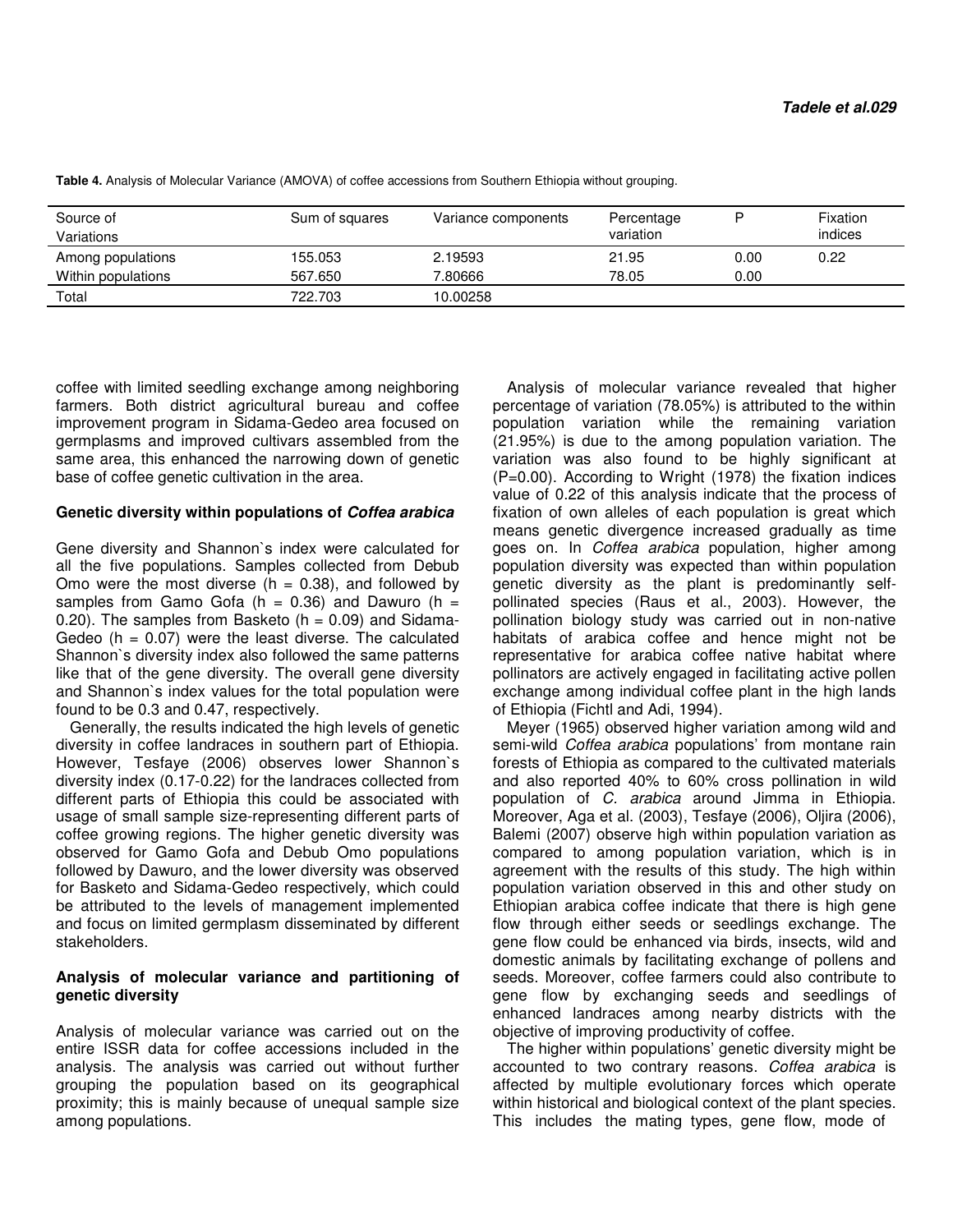**Table 4.** Analysis of Molecular Variance (AMOVA) of coffee accessions from Southern Ethiopia without grouping.

| Source of Variations | Sum of squares | Variance components | Percentage variation | P | Fixation indices |
|---|---|---|---|---|---|
| Among populations | 155.053 | 2.19593 | 21.95 | 0.00 | 0.22 |
| Within populations | 567.650 | 7.80666 | 78.05 | 0.00 | |
| Total | 722.703 | 10.00258 | | | |

coffee with limited seedling exchange among neighboring farmers. Both district agricultural bureau and coffee improvement program in Sidama-Gedeo area focused on germplasms and improved cultivars assembled from the same area, this enhanced the narrowing down of genetic base of coffee genetic cultivation in the area.

### Genetic diversity within populations of *Coffea arabica*

Gene diversity and Shannon`s index were calculated for all the five populations. Samples collected from Debub Omo were the most diverse (h = 0.38), and followed by samples from Gamo Gofa (h = 0.36) and Dawuro (h = 0.20). The samples from Basketo (h = 0.09) and Sidama-Gedeo (h = 0.07) were the least diverse. The calculated Shannon`s diversity index also followed the same patterns like that of the gene diversity. The overall gene diversity and Shannon`s index values for the total population were found to be 0.3 and 0.47, respectively.

Generally, the results indicated the high levels of genetic diversity in coffee landraces in southern part of Ethiopia. However, Tesfaye (2006) observes lower Shannon`s diversity index (0.17-0.22) for the landraces collected from different parts of Ethiopia this could be associated with usage of small sample size-representing different parts of coffee growing regions. The higher genetic diversity was observed for Gamo Gofa and Debub Omo populations followed by Dawuro, and the lower diversity was observed for Basketo and Sidama-Gedeo respectively, which could be attributed to the levels of management implemented and focus on limited germplasm disseminated by different stakeholders.

### Analysis of molecular variance and partitioning of genetic diversity

Analysis of molecular variance was carried out on the entire ISSR data for coffee accessions included in the analysis. The analysis was carried out without further grouping the population based on its geographical proximity; this is mainly because of unequal sample size among populations.

Analysis of molecular variance revealed that higher percentage of variation (78.05%) is attributed to the within population variation while the remaining variation (21.95%) is due to the among population variation. The variation was also found to be highly significant at (P=0.00). According to Wright (1978) the fixation indices value of 0.22 of this analysis indicate that the process of fixation of own alleles of each population is great which means genetic divergence increased gradually as time goes on. In *Coffea arabica* population, higher among population diversity was expected than within population genetic diversity as the plant is predominantly self-pollinated species (Raus et al., 2003). However, the pollination biology study was carried out in non-native habitats of arabica coffee and hence might not be representative for arabica coffee native habitat where pollinators are actively engaged in facilitating active pollen exchange among individual coffee plant in the high lands of Ethiopia (Fichtl and Adi, 1994).

Meyer (1965) observed higher variation among wild and semi-wild *Coffea arabica* populations' from montane rain forests of Ethiopia as compared to the cultivated materials and also reported 40% to 60% cross pollination in wild population of *C. arabica* around Jimma in Ethiopia. Moreover, Aga et al. (2003), Tesfaye (2006), Oljira (2006), Balemi (2007) observe high within population variation as compared to among population variation, which is in agreement with the results of this study. The high within population variation observed in this and other study on Ethiopian arabica coffee indicate that there is high gene flow through either seeds or seedlings exchange. The gene flow could be enhanced via birds, insects, wild and domestic animals by facilitating exchange of pollens and seeds. Moreover, coffee farmers could also contribute to gene flow by exchanging seeds and seedlings of enhanced landraces among nearby districts with the objective of improving productivity of coffee.

The higher within populations' genetic diversity might be accounted to two contrary reasons. *Coffea arabica* is affected by multiple evolutionary forces which operate within historical and biological context of the plant species. This includes the mating types, gene flow, mode of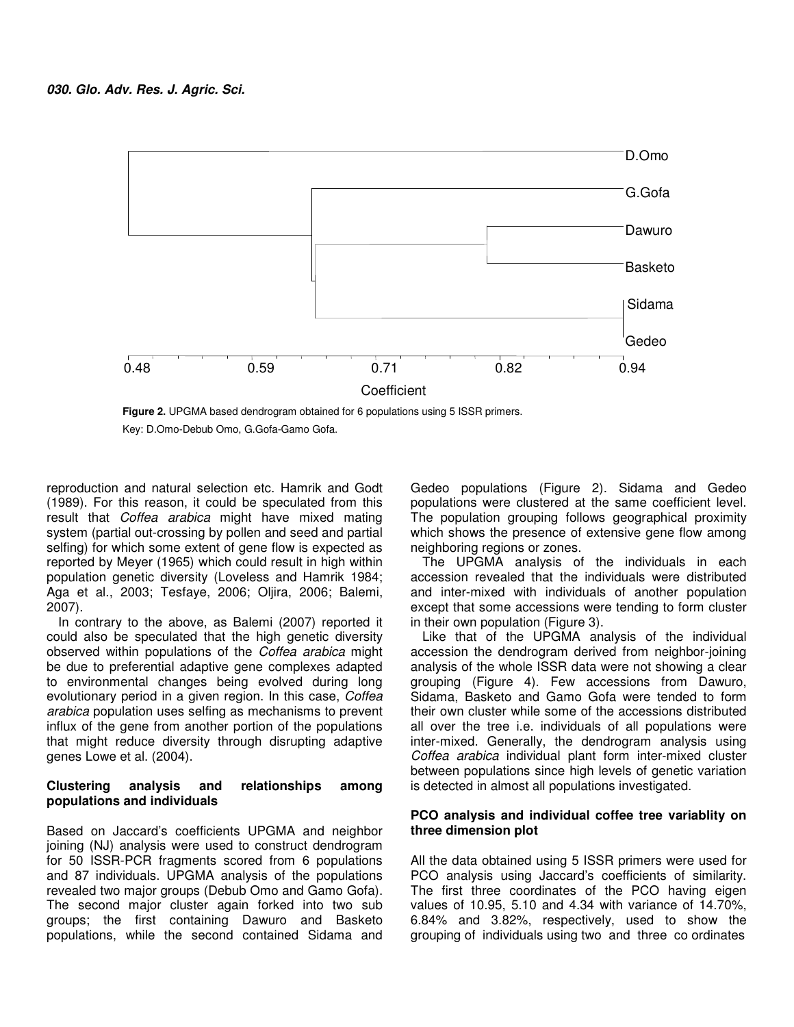D.Omo

G.Gofa

Dawuro

Basketo

Sidama

Gedeo

0.48 0.59 0.71 0.82 0.94

Coefficient

**Figure 2.** UPGMA based dendrogram obtained for 6 populations using 5 ISSR primers.

Key: D.Omo-Debub Omo, G.Gofa-Gamo Gofa.

reproduction and natural selection etc. Hamrik and Godt (1989). For this reason, it could be speculated from this result that *Coffea arabica* might have mixed mating system (partial out-crossing by pollen and seed and partial selfing) for which some extent of gene flow is expected as reported by Meyer (1965) which could result in high within population genetic diversity (Loveless and Hamrik 1984; Aga et al., 2003; Tesfaye, 2006; Oljira, 2006; Balemi, 2007).

In contrary to the above, as Balemi (2007) reported it could also be speculated that the high genetic diversity observed within populations of the *Coffea arabica* might be due to preferential adaptive gene complexes adapted to environmental changes being evolved during long evolutionary period in a given region. In this case, *Coffea arabica* population uses selfing as mechanisms to prevent influx of the gene from another portion of the populations that might reduce diversity through disrupting adaptive genes Lowe et al. (2004).

### Clustering analysis and relationships among populations and individuals

Based on Jaccard's coefficients UPGMA and neighbor joining (NJ) analysis were used to construct dendrogram for 50 ISSR-PCR fragments scored from 6 populations and 87 individuals. UPGMA analysis of the populations revealed two major groups (Debub Omo and Gamo Gofa). The second major cluster again forked into two sub groups; the first containing Dawuro and Basketo populations, while the second contained Sidama and Gedeo populations (Figure 2). Sidama and Gedeo populations were clustered at the same coefficient level. The population grouping follows geographical proximity which shows the presence of extensive gene flow among neighboring regions or zones.

The UPGMA analysis of the individuals in each accession revealed that the individuals were distributed and inter-mixed with individuals of another population except that some accessions were tending to form cluster in their own population (Figure 3).

Like that of the UPGMA analysis of the individual accession the dendrogram derived from neighbor-joining analysis of the whole ISSR data were not showing a clear grouping (Figure 4). Few accessions from Dawuro, Sidama, Basketo and Gamo Gofa were tended to form their own cluster while some of the accessions distributed all over the tree i.e. individuals of all populations were inter-mixed. Generally, the dendrogram analysis using *Coffea arabica* individual plant form inter-mixed cluster between populations since high levels of genetic variation is detected in almost all populations investigated.

### PCO analysis and individual coffee tree variablity on three dimension plot

All the data obtained using 5 ISSR primers were used for PCO analysis using Jaccard's coefficients of similarity. The first three coordinates of the PCO having eigen values of 10.95, 5.10 and 4.34 with variance of 14.70%, 6.84% and 3.82%, respectively, used to show the grouping of individuals using two and three co ordinates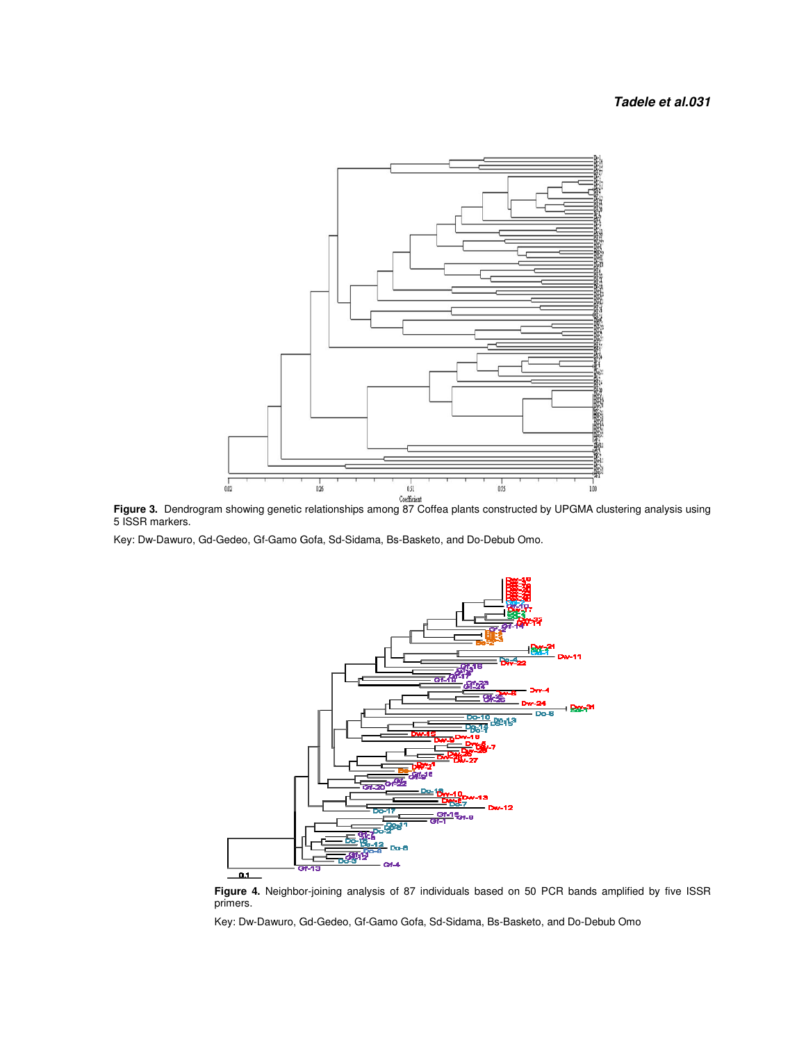**Figure 3.** Dendrogram showing genetic relationships among 87 Coffea plants constructed by UPGMA clustering analysis using 5 ISSR markers.

Key: Dw-Dawuro, Gd-Gedeo, Gf-Gamo Gofa, Sd-Sidama, Bs-Basketo, and Do-Debub Omo.

**Figure 4.** Neighbor-joining analysis of 87 individuals based on 50 PCR bands amplified by five ISSR primers.

Key: Dw-Dawuro, Gd-Gedeo, Gf-Gamo Gofa, Sd-Sidama, Bs-Basketo, and Do-Debub Omo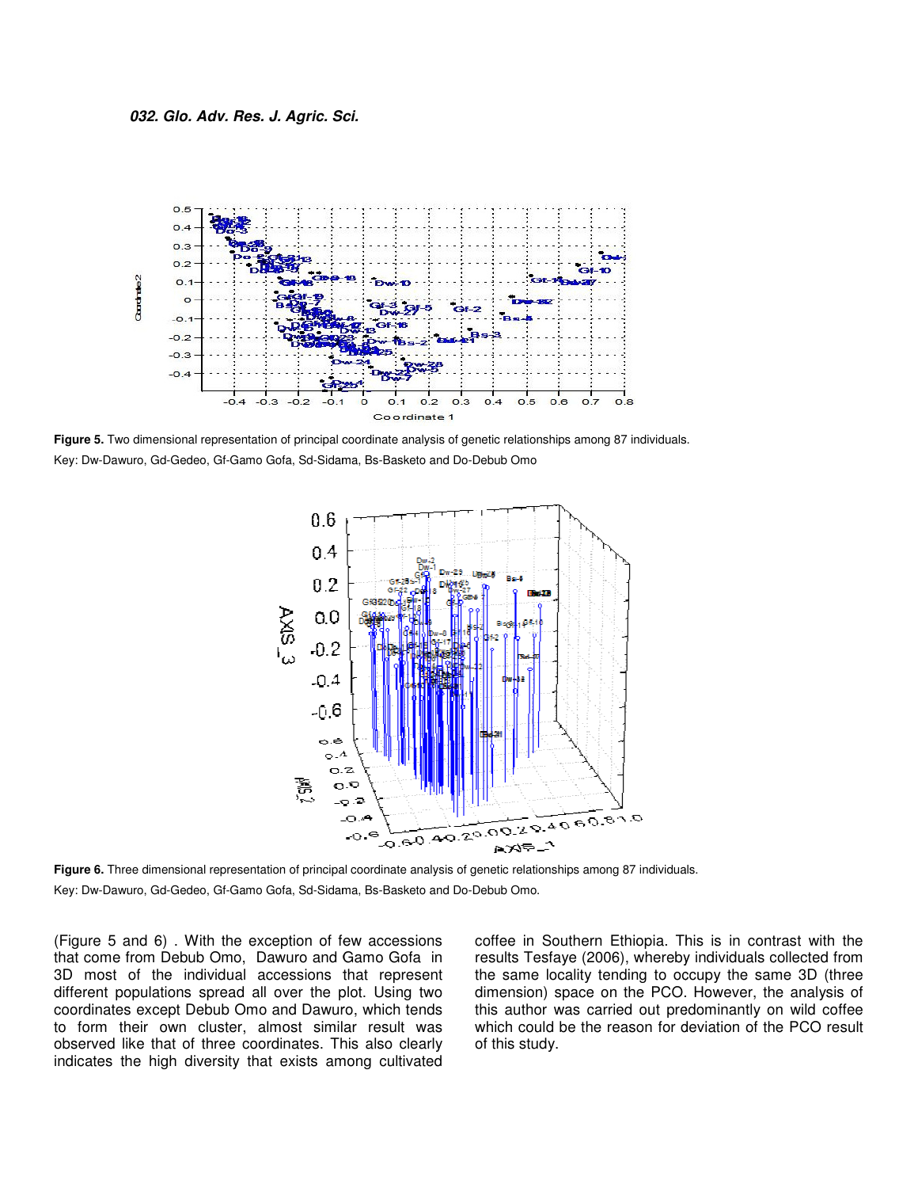Figure 5. Two dimensional representation of principal coordinate analysis of genetic relationships among 87 individuals.
Key: Dw-Dawuro, Gd-Gedeo, Gf-Gamo Gofa, Sd-Sidama, Bs-Basketo and Do-Debub Omo

Figure 6. Three dimensional representation of principal coordinate analysis of genetic relationships among 87 individuals.
Key: Dw-Dawuro, Gd-Gedeo, Gf-Gamo Gofa, Sd-Sidama, Bs-Basketo and Do-Debub Omo.

(Figure 5 and 6) . With the exception of few accessions that come from Debub Omo, Dawuro and Gamo Gofa in 3D most of the individual accessions that represent different populations spread all over the plot. Using two coordinates except Debub Omo and Dawuro, which tends to form their own cluster, almost similar result was observed like that of three coordinates. This also clearly indicates the high diversity that exists among cultivated coffee in Southern Ethiopia. This is in contrast with the results Tesfaye (2006), whereby individuals collected from the same locality tending to occupy the same 3D (three dimension) space on the PCO. However, the analysis of this author was carried out predominantly on wild coffee which could be the reason for deviation of the PCO result of this study.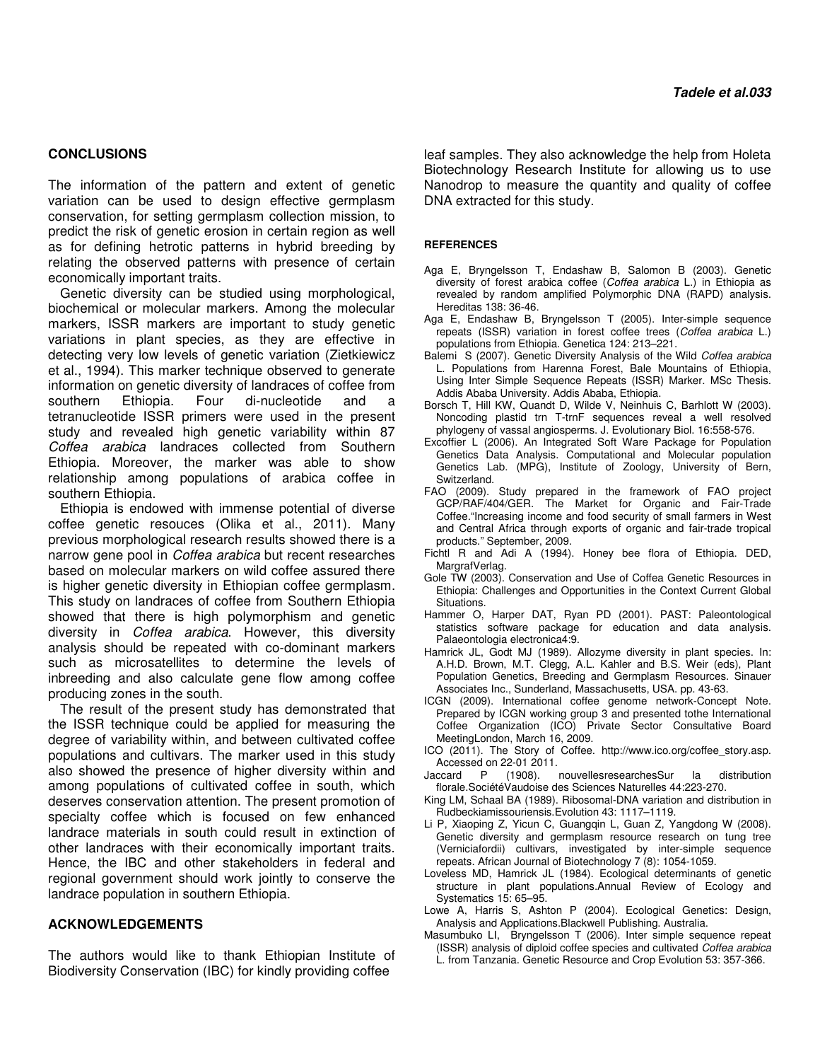## CONCLUSIONS

The information of the pattern and extent of genetic variation can be used to design effective germplasm conservation, for setting germplasm collection mission, to predict the risk of genetic erosion in certain region as well as for defining hetrotic patterns in hybrid breeding by relating the observed patterns with presence of certain economically important traits.

Genetic diversity can be studied using morphological, biochemical or molecular markers. Among the molecular markers, ISSR markers are important to study genetic variations in plant species, as they are effective in detecting very low levels of genetic variation (Zietkiewicz et al., 1994). This marker technique observed to generate information on genetic diversity of landraces of coffee from southern Ethiopia. Four di-nucleotide and a tetranucleotide ISSR primers were used in the present study and revealed high genetic variability within 87 *Coffea arabica* landraces collected from Southern Ethiopia. Moreover, the marker was able to show relationship among populations of arabica coffee in southern Ethiopia.

Ethiopia is endowed with immense potential of diverse coffee genetic resouces (Olika et al., 2011). Many previous morphological research results showed there is a narrow gene pool in *Coffea arabica* but recent researches based on molecular markers on wild coffee assured there is higher genetic diversity in Ethiopian coffee germplasm. This study on landraces of coffee from Southern Ethiopia showed that there is high polymorphism and genetic diversity in *Coffea arabica*. However, this diversity analysis should be repeated with co-dominant markers such as microsatellites to determine the levels of inbreeding and also calculate gene flow among coffee producing zones in the south.

The result of the present study has demonstrated that the ISSR technique could be applied for measuring the degree of variability within, and between cultivated coffee populations and cultivars. The marker used in this study also showed the presence of higher diversity within and among populations of cultivated coffee in south, which deserves conservation attention. The present promotion of specialty coffee which is focused on few enhanced landrace materials in south could result in extinction of other landraces with their economically important traits. Hence, the IBC and other stakeholders in federal and regional government should work jointly to conserve the landrace population in southern Ethiopia.

## ACKNOWLEDGEMENTS

The authors would like to thank Ethiopian Institute of Biodiversity Conservation (IBC) for kindly providing coffee leaf samples. They also acknowledge the help from Holeta Biotechnology Research Institute for allowing us to use Nanodrop to measure the quantity and quality of coffee DNA extracted for this study.

## REFERENCES

Aga E, Bryngelsson T, Endashaw B, Salomon B (2003). Genetic diversity of forest arabica coffee (*Coffea arabica* L.) in Ethiopia as revealed by random amplified Polymorphic DNA (RAPD) analysis. Hereditas 138: 36-46.

Aga E, Endashaw B, Bryngelsson T (2005). Inter-simple sequence repeats (ISSR) variation in forest coffee trees (*Coffea arabica* L.) populations from Ethiopia. Genetica 124: 213–221.

Balemi S (2007). Genetic Diversity Analysis of the Wild *Coffea arabica* L. Populations from Harenna Forest, Bale Mountains of Ethiopia, Using Inter Simple Sequence Repeats (ISSR) Marker. MSc Thesis. Addis Ababa University. Addis Ababa, Ethiopia.

Borsch T, Hill KW, Quandt D, Wilde V, Neinhuis C, Barhlott W (2003). Noncoding plastid trn T-trnF sequences reveal a well resolved phylogeny of vassal angiosperms. J. Evolutionary Biol. 16:558-576.

Excoffier L (2006). An Integrated Soft Ware Package for Population Genetics Data Analysis. Computational and Molecular population Genetics Lab. (MPG), Institute of Zoology, University of Bern, Switzerland.

FAO (2009). Study prepared in the framework of FAO project GCP/RAF/404/GER. The Market for Organic and Fair-Trade Coffee."Increasing income and food security of small farmers in West and Central Africa through exports of organic and fair-trade tropical products." September, 2009.

Fichtl R and Adi A (1994). Honey bee flora of Ethiopia. DED, MargrafVerlag.

Gole TW (2003). Conservation and Use of Coffea Genetic Resources in Ethiopia: Challenges and Opportunities in the Context Current Global Situations.

Hammer O, Harper DAT, Ryan PD (2001). PAST: Paleontological statistics software package for education and data analysis. Palaeontologia electronica4:9.

Hamrick JL, Godt MJ (1989). Allozyme diversity in plant species. In: A.H.D. Brown, M.T. Clegg, A.L. Kahler and B.S. Weir (eds), Plant Population Genetics, Breeding and Germplasm Resources. Sinauer Associates Inc., Sunderland, Massachusetts, USA. pp. 43-63.

ICGN (2009). International coffee genome network-Concept Note. Prepared by ICGN working group 3 and presented tothe International Coffee Organization (ICO) Private Sector Consultative Board MeetingLondon, March 16, 2009.

ICO (2011). The Story of Coffee. http://www.ico.org/coffee_story.asp. Accessed on 22-01 2011.

Jaccard P (1908). nouvellesresearchesSur la distribution florale.SociétéVaudoise des Sciences Naturelles 44:223-270.

King LM, Schaal BA (1989). Ribosomal-DNA variation and distribution in Rudbeckiamissouriensis.Evolution 43: 1117–1119.

Li P, Xiaoping Z, Yicun C, Guangqin L, Guan Z, Yangdong W (2008). Genetic diversity and germplasm resource research on tung tree (Verniciafordii) cultivars, investigated by inter-simple sequence repeats. African Journal of Biotechnology 7 (8): 1054-1059.

Loveless MD, Hamrick JL (1984). Ecological determinants of genetic structure in plant populations.Annual Review of Ecology and Systematics 15: 65–95.

Lowe A, Harris S, Ashton P (2004). Ecological Genetics: Design, Analysis and Applications.Blackwell Publishing. Australia.

Masumbuko LI, Bryngelsson T (2006). Inter simple sequence repeat (ISSR) analysis of diploid coffee species and cultivated *Coffea arabica* L. from Tanzania. Genetic Resource and Crop Evolution 53: 357-366.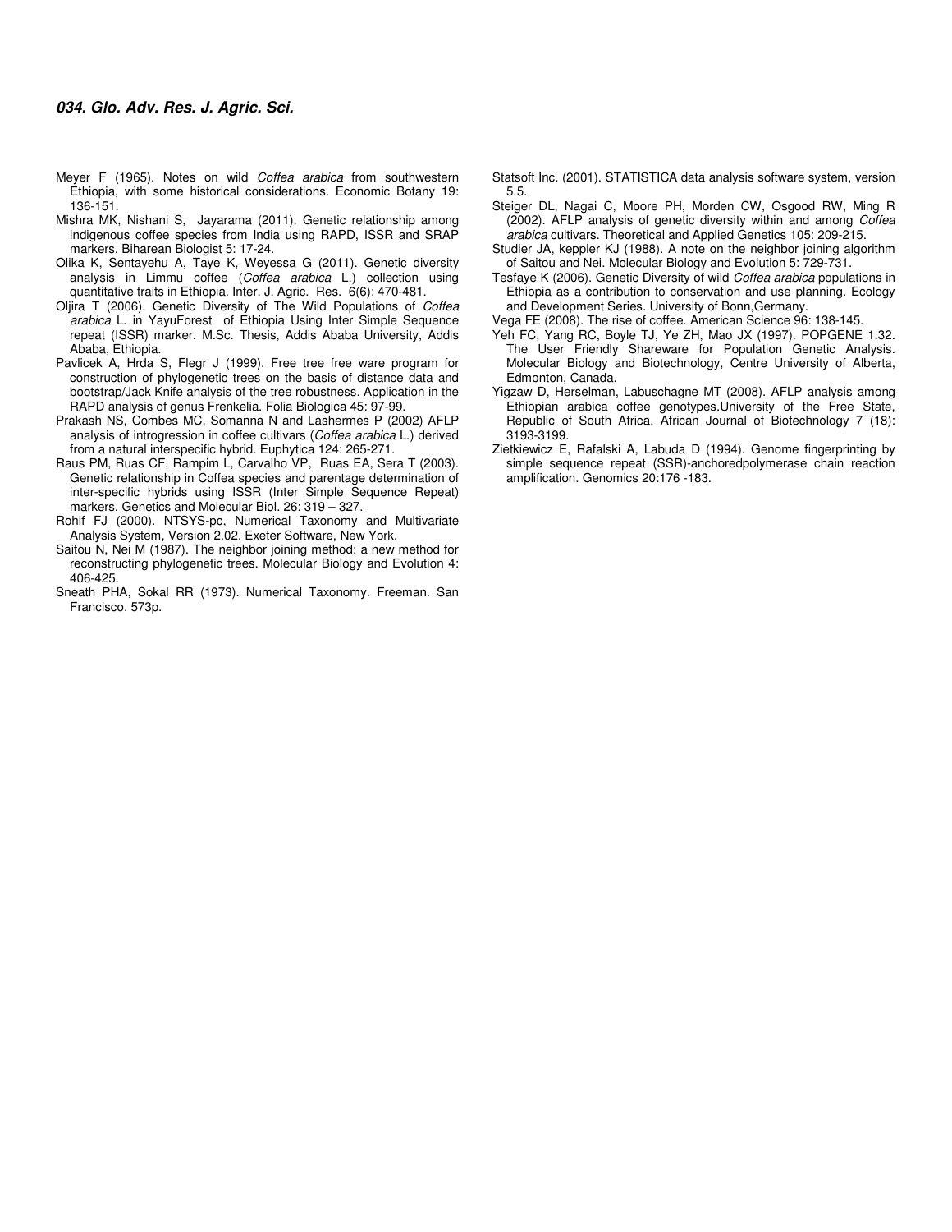Meyer F (1965). Notes on wild *Coffea arabica* from southwestern Ethiopia, with some historical considerations. Economic Botany 19: 136-151.

Mishra MK, Nishani S, Jayarama (2011). Genetic relationship among indigenous coffee species from India using RAPD, ISSR and SRAP markers. Biharean Biologist 5: 17-24.

Olika K, Sentayehu A, Taye K, Weyessa G (2011). Genetic diversity analysis in Limmu coffee (*Coffea arabica* L.) collection using quantitative traits in Ethiopia. Inter. J. Agric. Res. 6(6): 470-481.

Oljira T (2006). Genetic Diversity of The Wild Populations of *Coffea arabica* L. in YayuForest of Ethiopia Using Inter Simple Sequence repeat (ISSR) marker. M.Sc. Thesis, Addis Ababa University, Addis Ababa, Ethiopia.

Pavlicek A, Hrda S, Flegr J (1999). Free tree free ware program for construction of phylogenetic trees on the basis of distance data and bootstrap/Jack Knife analysis of the tree robustness. Application in the RAPD analysis of genus Frenkelia. Folia Biologica 45: 97-99.

Prakash NS, Combes MC, Somanna N and Lashermes P (2002) AFLP analysis of introgression in coffee cultivars (*Coffea arabica* L.) derived from a natural interspecific hybrid. Euphytica 124: 265-271.

Raus PM, Ruas CF, Rampim L, Carvalho VP, Ruas EA, Sera T (2003). Genetic relationship in Coffea species and parentage determination of inter-specific hybrids using ISSR (Inter Simple Sequence Repeat) markers. Genetics and Molecular Biol. 26: 319 – 327.

Rohlf FJ (2000). NTSYS-pc, Numerical Taxonomy and Multivariate Analysis System, Version 2.02. Exeter Software, New York.

Saitou N, Nei M (1987). The neighbor joining method: a new method for reconstructing phylogenetic trees. Molecular Biology and Evolution 4: 406-425.

Sneath PHA, Sokal RR (1973). Numerical Taxonomy. Freeman. San Francisco. 573p.

Statsoft Inc. (2001). STATISTICA data analysis software system, version 5.5.

Steiger DL, Nagai C, Moore PH, Morden CW, Osgood RW, Ming R (2002). AFLP analysis of genetic diversity within and among *Coffea arabica* cultivars. Theoretical and Applied Genetics 105: 209-215.

Studier JA, keppler KJ (1988). A note on the neighbor joining algorithm of Saitou and Nei. Molecular Biology and Evolution 5: 729-731.

Tesfaye K (2006). Genetic Diversity of wild *Coffea arabica* populations in Ethiopia as a contribution to conservation and use planning. Ecology and Development Series. University of Bonn,Germany.

Vega FE (2008). The rise of coffee. American Science 96: 138-145.

Yeh FC, Yang RC, Boyle TJ, Ye ZH, Mao JX (1997). POPGENE 1.32. The User Friendly Shareware for Population Genetic Analysis. Molecular Biology and Biotechnology, Centre University of Alberta, Edmonton, Canada.

Yigzaw D, Herselman, Labuschagne MT (2008). AFLP analysis among Ethiopian arabica coffee genotypes.University of the Free State, Republic of South Africa. African Journal of Biotechnology 7 (18): 3193-3199.

Zietkiewicz E, Rafalski A, Labuda D (1994). Genome fingerprinting by simple sequence repeat (SSR)-anchoredpolymerase chain reaction amplification. Genomics 20:176 -183.